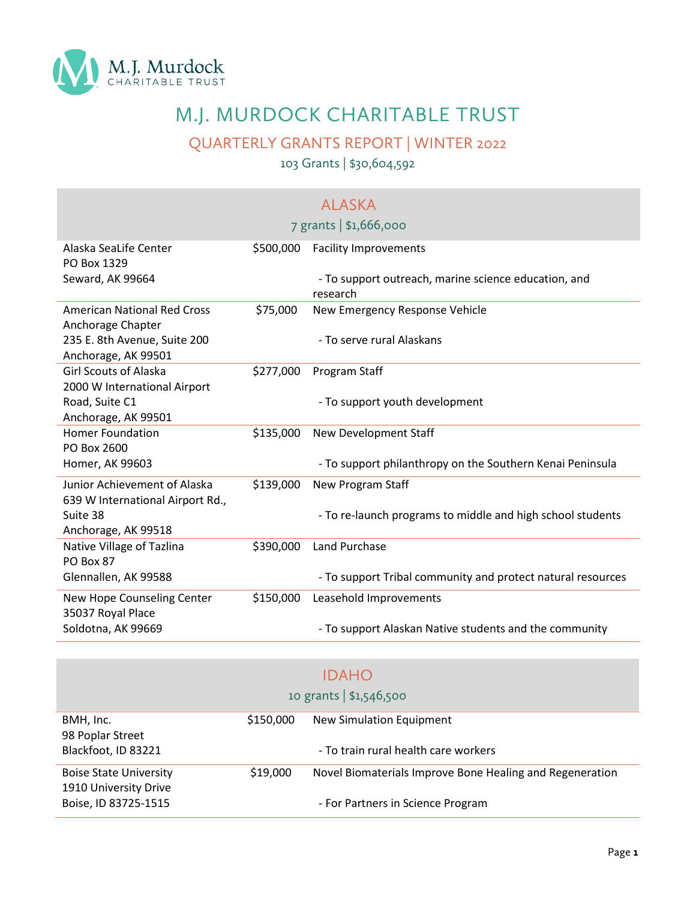M.J. Murdock CHARITABLE TRUST

# M.J. MURDOCK CHARITABLE TRUST

## QUARTERLY GRANTS REPORT | WINTER 2022

103 Grants | $30,604,592

## ALASKA

7 grants | $1,666,000

| Organization | Amount | Purpose |
|---|---|---|
| Alaska SeaLife Center<br>PO Box 1329<br>Seward, AK 99664 | $500,000 | Facility Improvements<br><br>- To support outreach, marine science education, and research |
| American National Red Cross<br>Anchorage Chapter<br>235 E. 8th Avenue, Suite 200<br>Anchorage, AK 99501 | $75,000 | New Emergency Response Vehicle<br><br>- To serve rural Alaskans |
| Girl Scouts of Alaska<br>2000 W International Airport Road, Suite C1<br>Anchorage, AK 99501 | $277,000 | Program Staff<br><br>- To support youth development |
| Homer Foundation<br>PO Box 2600<br>Homer, AK 99603 | $135,000 | New Development Staff<br><br>- To support philanthropy on the Southern Kenai Peninsula |
| Junior Achievement of Alaska<br>639 W International Airport Rd., Suite 38<br>Anchorage, AK 99518 | $139,000 | New Program Staff<br><br>- To re-launch programs to middle and high school students |
| Native Village of Tazlina<br>PO Box 87<br>Glennallen, AK 99588 | $390,000 | Land Purchase<br><br>- To support Tribal community and protect natural resources |
| New Hope Counseling Center<br>35037 Royal Place<br>Soldotna, AK 99669 | $150,000 | Leasehold Improvements<br><br>- To support Alaskan Native students and the community |

## IDAHO

10 grants | $1,546,500

| Organization | Amount | Purpose |
|---|---|---|
| BMH, Inc.<br>98 Poplar Street<br>Blackfoot, ID 83221 | $150,000 | New Simulation Equipment<br><br>- To train rural health care workers |
| Boise State University<br>1910 University Drive<br>Boise, ID 83725-1515 | $19,000 | Novel Biomaterials Improve Bone Healing and Regeneration<br><br>- For Partners in Science Program |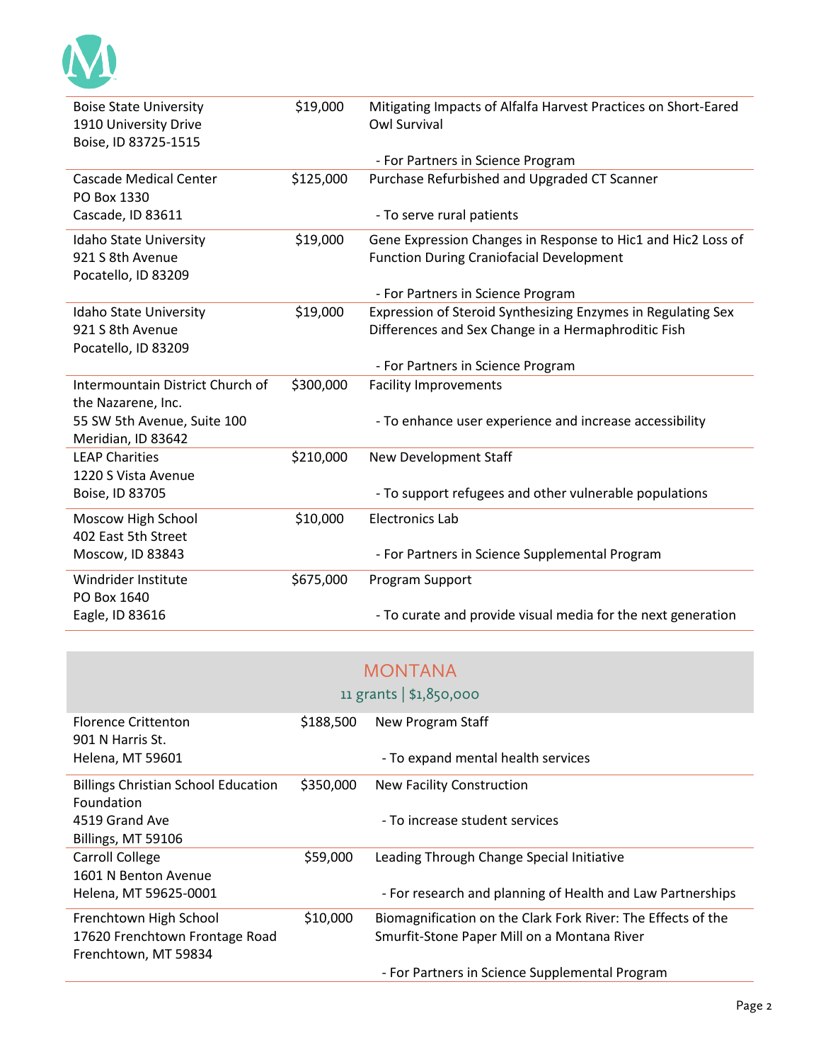| | | |
|---|---|---|
| Boise State University<br>1910 University Drive<br>Boise, ID 83725-1515 | $19,000 | Mitigating Impacts of Alfalfa Harvest Practices on Short-Eared Owl Survival<br><br>- For Partners in Science Program |
| Cascade Medical Center<br>PO Box 1330<br>Cascade, ID 83611 | $125,000 | Purchase Refurbished and Upgraded CT Scanner<br><br>- To serve rural patients |
| Idaho State University<br>921 S 8th Avenue<br>Pocatello, ID 83209 | $19,000 | Gene Expression Changes in Response to Hic1 and Hic2 Loss of Function During Craniofacial Development<br><br>- For Partners in Science Program |
| Idaho State University<br>921 S 8th Avenue<br>Pocatello, ID 83209 | $19,000 | Expression of Steroid Synthesizing Enzymes in Regulating Sex Differences and Sex Change in a Hermaphroditic Fish<br><br>- For Partners in Science Program |
| Intermountain District Church of the Nazarene, Inc.<br>55 SW 5th Avenue, Suite 100<br>Meridian, ID 83642 | $300,000 | Facility Improvements<br><br>- To enhance user experience and increase accessibility |
| LEAP Charities<br>1220 S Vista Avenue<br>Boise, ID 83705 | $210,000 | New Development Staff<br><br>- To support refugees and other vulnerable populations |
| Moscow High School<br>402 East 5th Street<br>Moscow, ID 83843 | $10,000 | Electronics Lab<br><br>- For Partners in Science Supplemental Program |
| Windrider Institute<br>PO Box 1640<br>Eagle, ID 83616 | $675,000 | Program Support<br><br>- To curate and provide visual media for the next generation |

## MONTANA

11 grants | $1,850,000

| | | |
|---|---|---|
| Florence Crittenton<br>901 N Harris St.<br>Helena, MT 59601 | $188,500 | New Program Staff<br><br>- To expand mental health services |
| Billings Christian School Education Foundation<br>4519 Grand Ave<br>Billings, MT 59106 | $350,000 | New Facility Construction<br><br>- To increase student services |
| Carroll College<br>1601 N Benton Avenue<br>Helena, MT 59625-0001 | $59,000 | Leading Through Change Special Initiative<br><br>- For research and planning of Health and Law Partnerships |
| Frenchtown High School<br>17620 Frenchtown Frontage Road<br>Frenchtown, MT 59834 | $10,000 | Biomagnification on the Clark Fork River: The Effects of the Smurfit-Stone Paper Mill on a Montana River<br><br>- For Partners in Science Supplemental Program |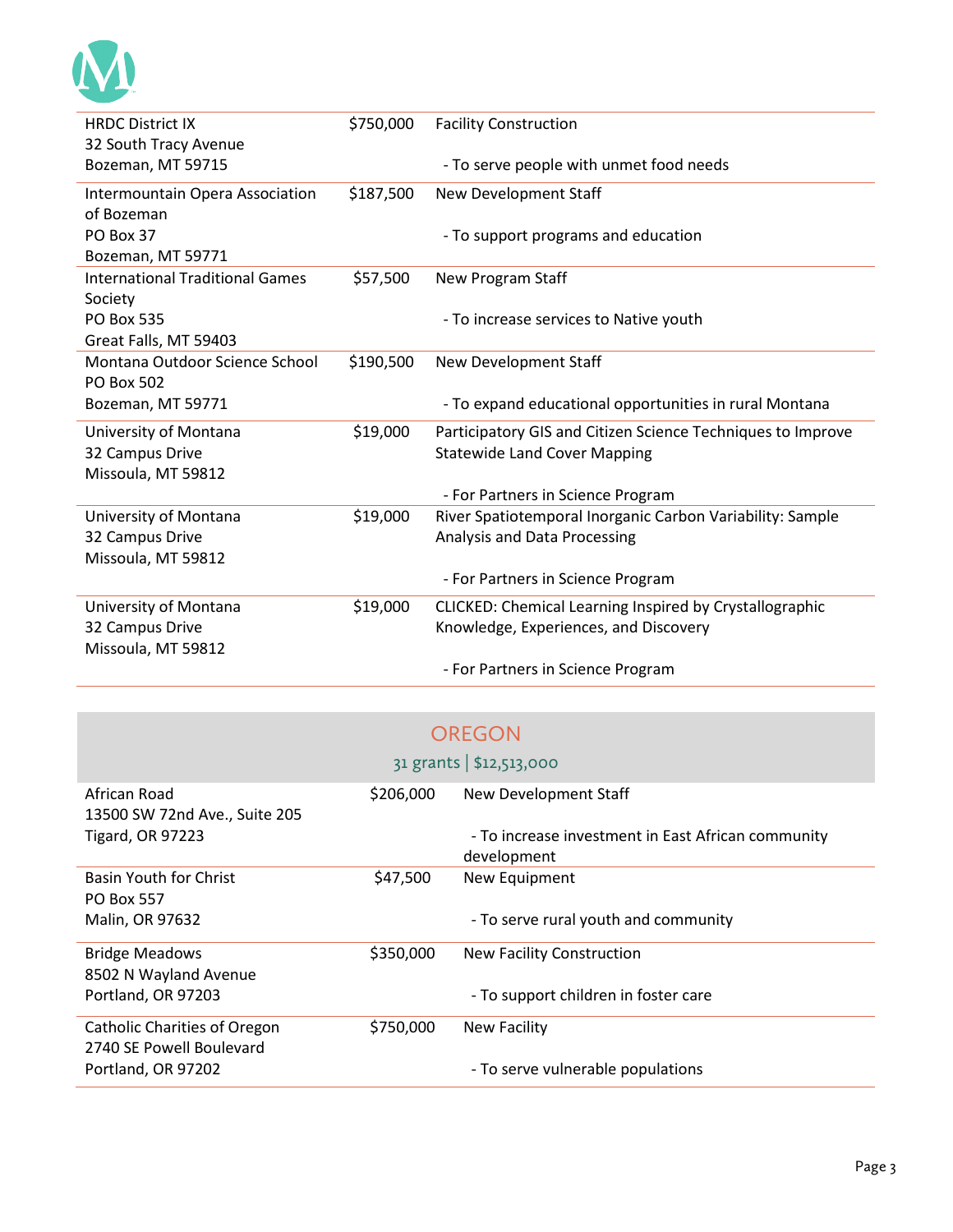| Organization | Amount | Purpose |
|---|---|---|
| HRDC District IX<br>32 South Tracy Avenue<br>Bozeman, MT 59715 | $750,000 | Facility Construction<br><br>- To serve people with unmet food needs |
| Intermountain Opera Association of Bozeman<br>PO Box 37<br>Bozeman, MT 59771 | $187,500 | New Development Staff<br><br>- To support programs and education |
| International Traditional Games Society<br>PO Box 535<br>Great Falls, MT 59403 | $57,500 | New Program Staff<br><br>- To increase services to Native youth |
| Montana Outdoor Science School<br>PO Box 502<br>Bozeman, MT 59771 | $190,500 | New Development Staff<br><br>- To expand educational opportunities in rural Montana |
| University of Montana<br>32 Campus Drive<br>Missoula, MT 59812 | $19,000 | Participatory GIS and Citizen Science Techniques to Improve Statewide Land Cover Mapping<br><br>- For Partners in Science Program |
| University of Montana<br>32 Campus Drive<br>Missoula, MT 59812 | $19,000 | River Spatiotemporal Inorganic Carbon Variability: Sample Analysis and Data Processing<br><br>- For Partners in Science Program |
| University of Montana<br>32 Campus Drive<br>Missoula, MT 59812 | $19,000 | CLICKED: Chemical Learning Inspired by Crystallographic Knowledge, Experiences, and Discovery<br><br>- For Partners in Science Program |

## OREGON

31 grants | $12,513,000

| Organization | Amount | Purpose |
|---|---|---|
| African Road<br>13500 SW 72nd Ave., Suite 205<br>Tigard, OR 97223 | $206,000 | New Development Staff<br><br>- To increase investment in East African community development |
| Basin Youth for Christ<br>PO Box 557<br>Malin, OR 97632 | $47,500 | New Equipment<br><br>- To serve rural youth and community |
| Bridge Meadows<br>8502 N Wayland Avenue<br>Portland, OR 97203 | $350,000 | New Facility Construction<br><br>- To support children in foster care |
| Catholic Charities of Oregon<br>2740 SE Powell Boulevard<br>Portland, OR 97202 | $750,000 | New Facility<br><br>- To serve vulnerable populations |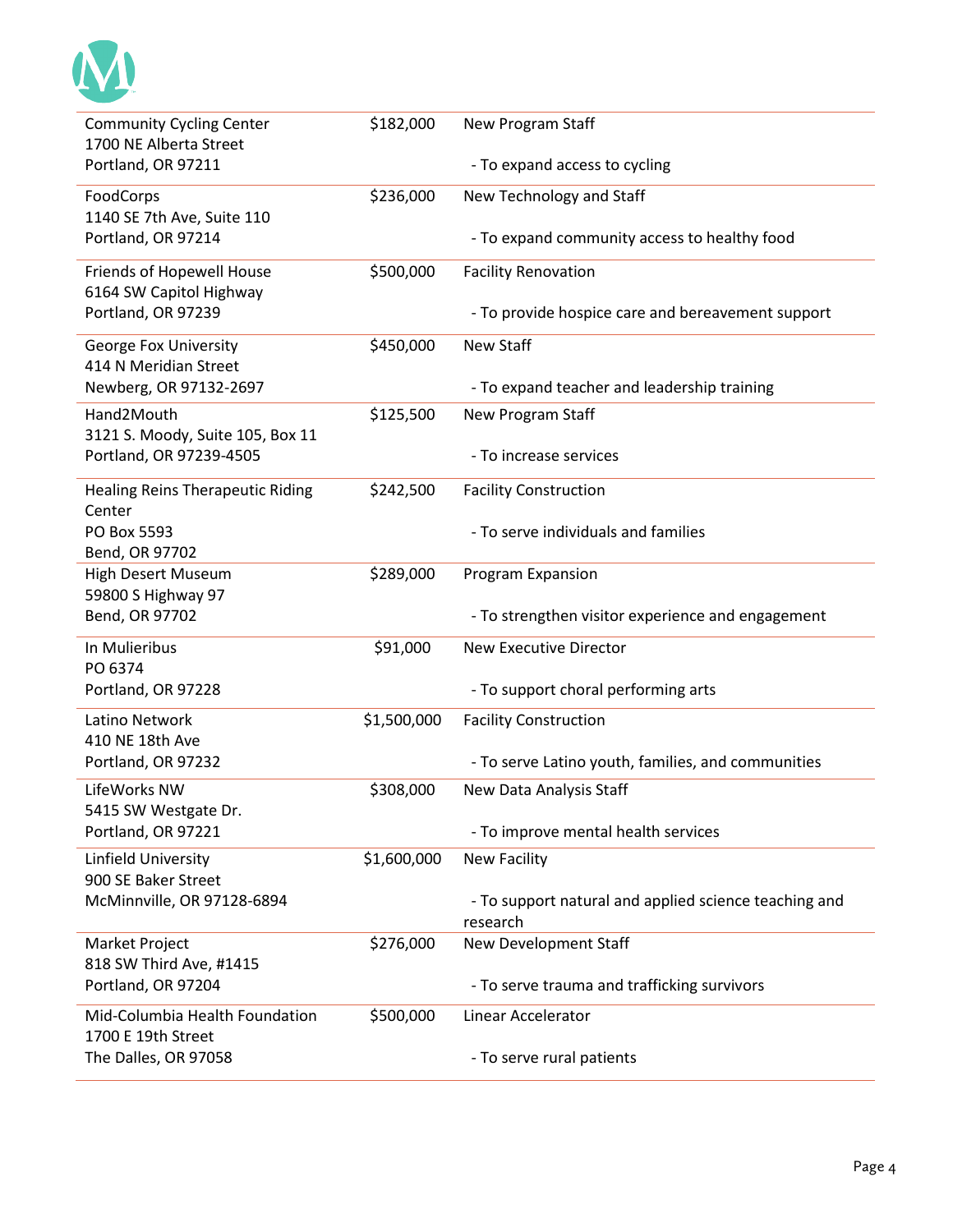| | | |
|---|---|---|
| Community Cycling Center<br>1700 NE Alberta Street<br>Portland, OR 97211 | $182,000 | New Program Staff<br><br>- To expand access to cycling |
| FoodCorps<br>1140 SE 7th Ave, Suite 110<br>Portland, OR 97214 | $236,000 | New Technology and Staff<br><br>- To expand community access to healthy food |
| Friends of Hopewell House<br>6164 SW Capitol Highway<br>Portland, OR 97239 | $500,000 | Facility Renovation<br><br>- To provide hospice care and bereavement support |
| George Fox University<br>414 N Meridian Street<br>Newberg, OR 97132-2697 | $450,000 | New Staff<br><br>- To expand teacher and leadership training |
| Hand2Mouth<br>3121 S. Moody, Suite 105, Box 11<br>Portland, OR 97239-4505 | $125,500 | New Program Staff<br><br>- To increase services |
| Healing Reins Therapeutic Riding Center<br>PO Box 5593<br>Bend, OR 97702 | $242,500 | Facility Construction<br><br>- To serve individuals and families |
| High Desert Museum<br>59800 S Highway 97<br>Bend, OR 97702 | $289,000 | Program Expansion<br><br>- To strengthen visitor experience and engagement |
| In Mulieribus<br>PO 6374<br>Portland, OR 97228 | $91,000 | New Executive Director<br><br>- To support choral performing arts |
| Latino Network<br>410 NE 18th Ave<br>Portland, OR 97232 | $1,500,000 | Facility Construction<br><br>- To serve Latino youth, families, and communities |
| LifeWorks NW<br>5415 SW Westgate Dr.<br>Portland, OR 97221 | $308,000 | New Data Analysis Staff<br><br>- To improve mental health services |
| Linfield University<br>900 SE Baker Street<br>McMinnville, OR 97128-6894 | $1,600,000 | New Facility<br><br>- To support natural and applied science teaching and research |
| Market Project<br>818 SW Third Ave, #1415<br>Portland, OR 97204 | $276,000 | New Development Staff<br><br>- To serve trauma and trafficking survivors |
| Mid-Columbia Health Foundation<br>1700 E 19th Street<br>The Dalles, OR 97058 | $500,000 | Linear Accelerator<br><br>- To serve rural patients |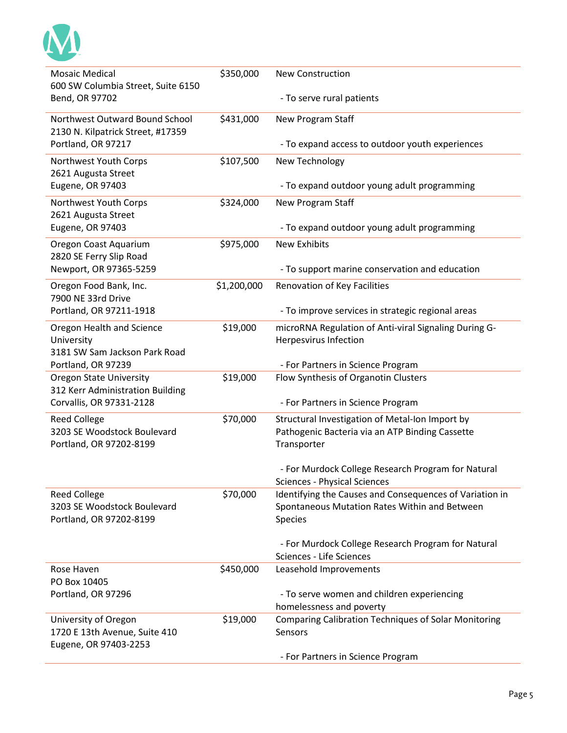| Organization | Amount | Purpose |
| --- | --- | --- |
| Mosaic Medical<br>600 SW Columbia Street, Suite 6150<br>Bend, OR 97702 | $350,000 | New Construction<br><br>- To serve rural patients |
| Northwest Outward Bound School<br>2130 N. Kilpatrick Street, #17359<br>Portland, OR 97217 | $431,000 | New Program Staff<br><br>- To expand access to outdoor youth experiences |
| Northwest Youth Corps<br>2621 Augusta Street<br>Eugene, OR 97403 | $107,500 | New Technology<br><br>- To expand outdoor young adult programming |
| Northwest Youth Corps<br>2621 Augusta Street<br>Eugene, OR 97403 | $324,000 | New Program Staff<br><br>- To expand outdoor young adult programming |
| Oregon Coast Aquarium<br>2820 SE Ferry Slip Road<br>Newport, OR 97365-5259 | $975,000 | New Exhibits<br><br>- To support marine conservation and education |
| Oregon Food Bank, Inc.<br>7900 NE 33rd Drive<br>Portland, OR 97211-1918 | $1,200,000 | Renovation of Key Facilities<br><br>- To improve services in strategic regional areas |
| Oregon Health and Science University<br>3181 SW Sam Jackson Park Road<br>Portland, OR 97239 | $19,000 | microRNA Regulation of Anti-viral Signaling During G-Herpesvirus Infection<br><br>- For Partners in Science Program |
| Oregon State University<br>312 Kerr Administration Building<br>Corvallis, OR 97331-2128 | $19,000 | Flow Synthesis of Organotin Clusters<br><br>- For Partners in Science Program |
| Reed College<br>3203 SE Woodstock Boulevard<br>Portland, OR 97202-8199 | $70,000 | Structural Investigation of Metal-Ion Import by Pathogenic Bacteria via an ATP Binding Cassette Transporter<br><br>- For Murdock College Research Program for Natural Sciences - Physical Sciences |
| Reed College<br>3203 SE Woodstock Boulevard<br>Portland, OR 97202-8199 | $70,000 | Identifying the Causes and Consequences of Variation in Spontaneous Mutation Rates Within and Between Species<br><br>- For Murdock College Research Program for Natural Sciences - Life Sciences |
| Rose Haven<br>PO Box 10405<br>Portland, OR 97296 | $450,000 | Leasehold Improvements<br><br>- To serve women and children experiencing homelessness and poverty |
| University of Oregon<br>1720 E 13th Avenue, Suite 410<br>Eugene, OR 97403-2253 | $19,000 | Comparing Calibration Techniques of Solar Monitoring Sensors<br><br>- For Partners in Science Program |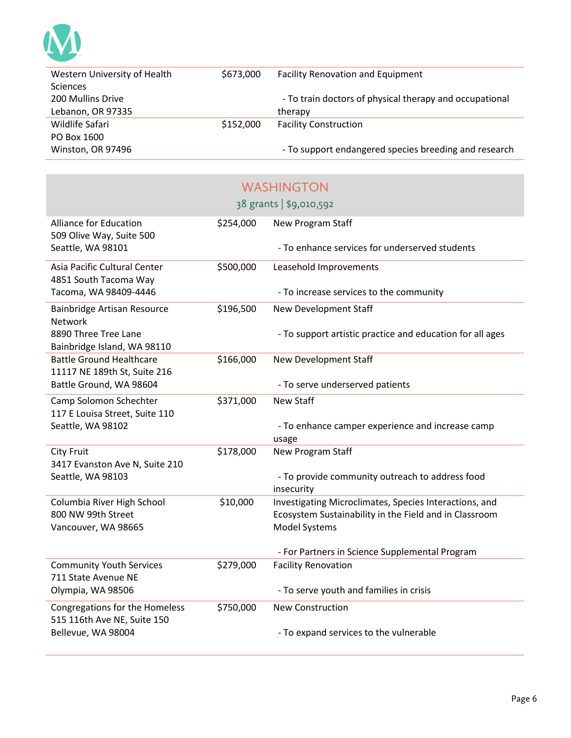| | | |
|---|---|---|
| Western University of Health Sciences<br>200 Mullins Drive<br>Lebanon, OR 97335 | $673,000 | Facility Renovation and Equipment<br><br>- To train doctors of physical therapy and occupational therapy |
| Wildlife Safari<br>PO Box 1600<br>Winston, OR 97496 | $152,000 | Facility Construction<br><br>- To support endangered species breeding and research |

## WASHINGTON

38 grants | $9,010,592

| | | |
|---|---|---|
| Alliance for Education<br>509 Olive Way, Suite 500<br>Seattle, WA 98101 | $254,000 | New Program Staff<br><br>- To enhance services for underserved students |
| Asia Pacific Cultural Center<br>4851 South Tacoma Way<br>Tacoma, WA 98409-4446 | $500,000 | Leasehold Improvements<br><br>- To increase services to the community |
| Bainbridge Artisan Resource Network<br>8890 Three Tree Lane<br>Bainbridge Island, WA 98110 | $196,500 | New Development Staff<br><br>- To support artistic practice and education for all ages |
| Battle Ground Healthcare<br>11117 NE 189th St, Suite 216<br>Battle Ground, WA 98604 | $166,000 | New Development Staff<br><br>- To serve underserved patients |
| Camp Solomon Schechter<br>117 E Louisa Street, Suite 110<br>Seattle, WA 98102 | $371,000 | New Staff<br><br>- To enhance camper experience and increase camp usage |
| City Fruit<br>3417 Evanston Ave N, Suite 210<br>Seattle, WA 98103 | $178,000 | New Program Staff<br><br>- To provide community outreach to address food insecurity |
| Columbia River High School<br>800 NW 99th Street<br>Vancouver, WA 98665 | $10,000 | Investigating Microclimates, Species Interactions, and Ecosystem Sustainability in the Field and in Classroom Model Systems<br><br>- For Partners in Science Supplemental Program |
| Community Youth Services<br>711 State Avenue NE<br>Olympia, WA 98506 | $279,000 | Facility Renovation<br><br>- To serve youth and families in crisis |
| Congregations for the Homeless<br>515 116th Ave NE, Suite 150<br>Bellevue, WA 98004 | $750,000 | New Construction<br><br>- To expand services to the vulnerable |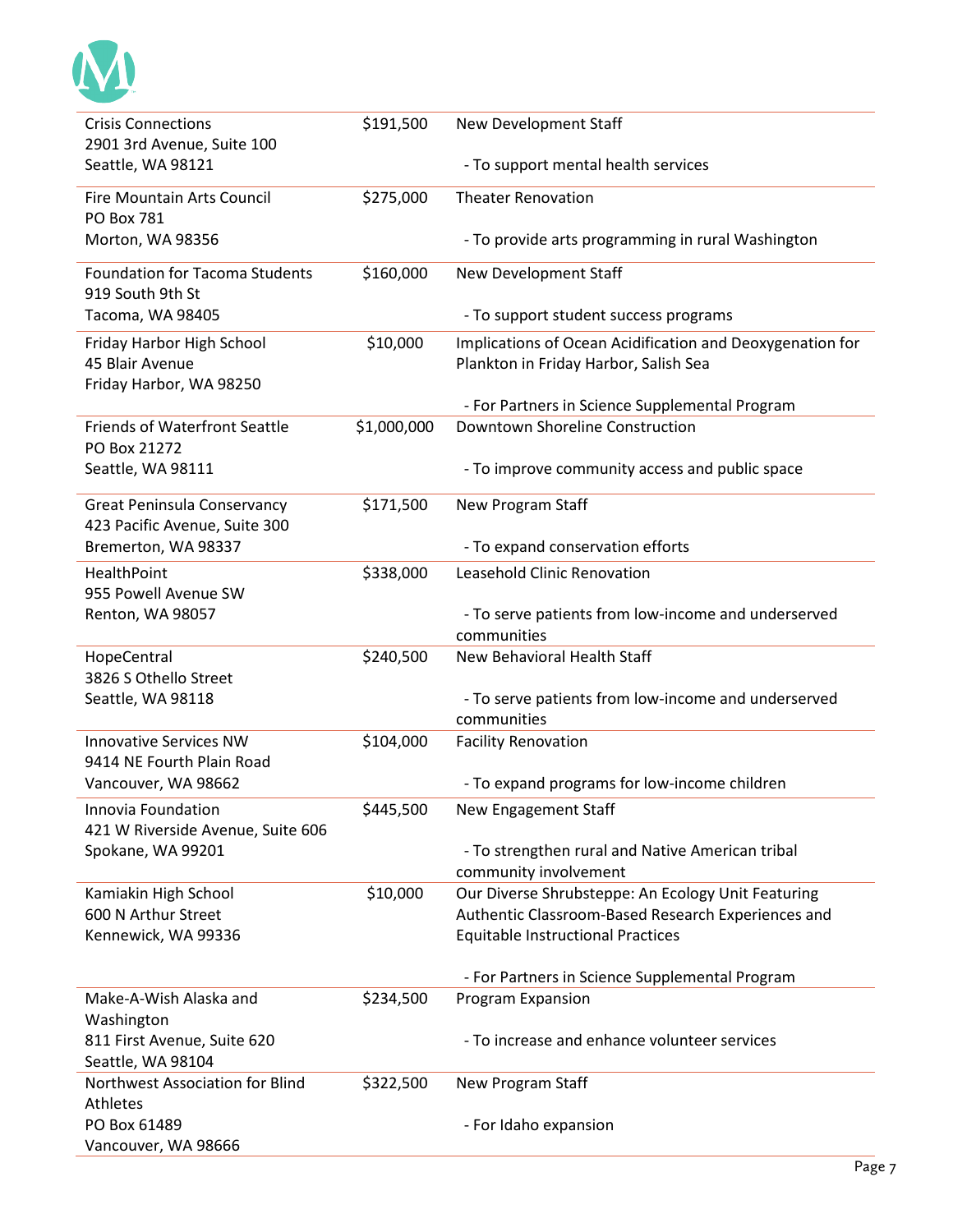| | | |
|---|---|---|
| Crisis Connections<br>2901 3rd Avenue, Suite 100<br>Seattle, WA 98121 | $191,500 | New Development Staff<br><br>- To support mental health services |
| Fire Mountain Arts Council<br>PO Box 781<br>Morton, WA 98356 | $275,000 | Theater Renovation<br><br>- To provide arts programming in rural Washington |
| Foundation for Tacoma Students<br>919 South 9th St<br>Tacoma, WA 98405 | $160,000 | New Development Staff<br><br>- To support student success programs |
| Friday Harbor High School<br>45 Blair Avenue<br>Friday Harbor, WA 98250 | $10,000 | Implications of Ocean Acidification and Deoxygenation for Plankton in Friday Harbor, Salish Sea<br><br>- For Partners in Science Supplemental Program |
| Friends of Waterfront Seattle<br>PO Box 21272<br>Seattle, WA 98111 | $1,000,000 | Downtown Shoreline Construction<br><br>- To improve community access and public space |
| Great Peninsula Conservancy<br>423 Pacific Avenue, Suite 300<br>Bremerton, WA 98337 | $171,500 | New Program Staff<br><br>- To expand conservation efforts |
| HealthPoint<br>955 Powell Avenue SW<br>Renton, WA 98057 | $338,000 | Leasehold Clinic Renovation<br><br>- To serve patients from low-income and underserved communities |
| HopeCentral<br>3826 S Othello Street<br>Seattle, WA 98118 | $240,500 | New Behavioral Health Staff<br><br>- To serve patients from low-income and underserved communities |
| Innovative Services NW<br>9414 NE Fourth Plain Road<br>Vancouver, WA 98662 | $104,000 | Facility Renovation<br><br>- To expand programs for low-income children |
| Innovia Foundation<br>421 W Riverside Avenue, Suite 606<br>Spokane, WA 99201 | $445,500 | New Engagement Staff<br><br>- To strengthen rural and Native American tribal community involvement |
| Kamiakin High School<br>600 N Arthur Street<br>Kennewick, WA 99336 | $10,000 | Our Diverse Shrubsteppe: An Ecology Unit Featuring Authentic Classroom-Based Research Experiences and Equitable Instructional Practices<br><br>- For Partners in Science Supplemental Program |
| Make-A-Wish Alaska and Washington<br>811 First Avenue, Suite 620<br>Seattle, WA 98104 | $234,500 | Program Expansion<br><br>- To increase and enhance volunteer services |
| Northwest Association for Blind Athletes<br>PO Box 61489<br>Vancouver, WA 98666 | $322,500 | New Program Staff<br><br>- For Idaho expansion |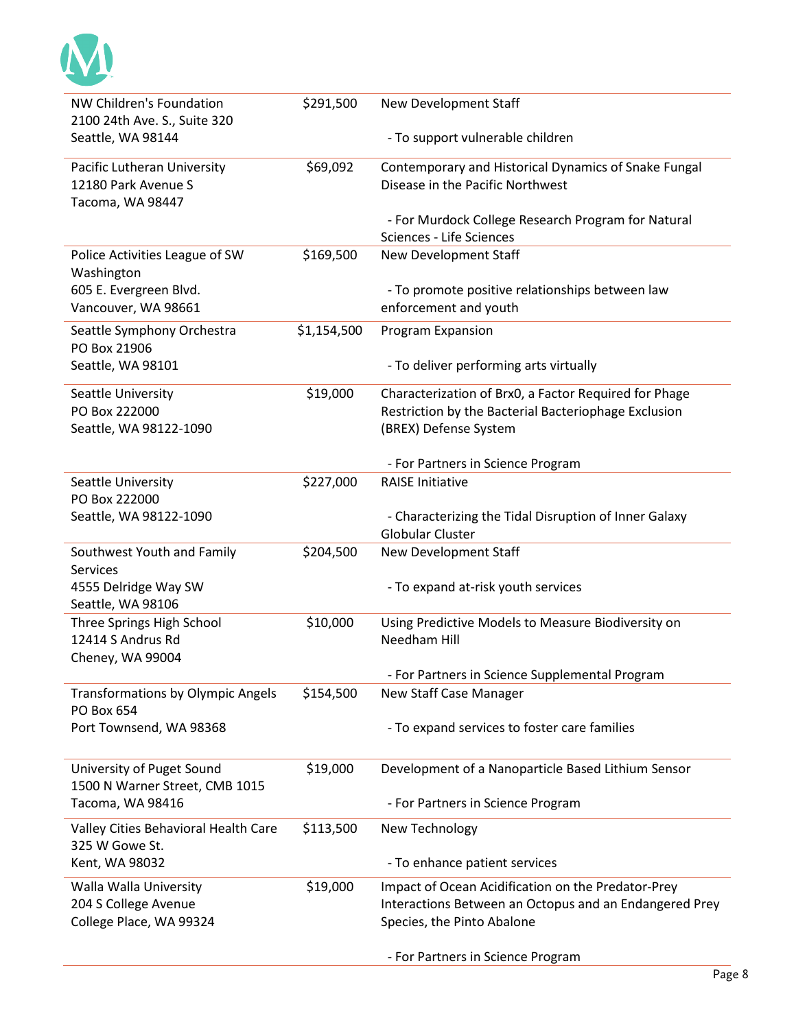| | | |
|---|---|---|
| NW Children's Foundation<br>2100 24th Ave. S., Suite 320<br>Seattle, WA 98144 | $291,500 | New Development Staff<br><br>- To support vulnerable children |
| Pacific Lutheran University<br>12180 Park Avenue S<br>Tacoma, WA 98447 | $69,092 | Contemporary and Historical Dynamics of Snake Fungal Disease in the Pacific Northwest<br><br>- For Murdock College Research Program for Natural Sciences - Life Sciences |
| Police Activities League of SW Washington<br>605 E. Evergreen Blvd.<br>Vancouver, WA 98661 | $169,500 | New Development Staff<br><br>- To promote positive relationships between law enforcement and youth |
| Seattle Symphony Orchestra<br>PO Box 21906<br>Seattle, WA 98101 | $1,154,500 | Program Expansion<br><br>- To deliver performing arts virtually |
| Seattle University<br>PO Box 222000<br>Seattle, WA 98122-1090 | $19,000 | Characterization of Brx0, a Factor Required for Phage Restriction by the Bacterial Bacteriophage Exclusion (BREX) Defense System<br><br>- For Partners in Science Program |
| Seattle University<br>PO Box 222000<br>Seattle, WA 98122-1090 | $227,000 | RAISE Initiative<br><br>- Characterizing the Tidal Disruption of Inner Galaxy Globular Cluster |
| Southwest Youth and Family Services<br>4555 Delridge Way SW<br>Seattle, WA 98106 | $204,500 | New Development Staff<br><br>- To expand at-risk youth services |
| Three Springs High School<br>12414 S Andrus Rd<br>Cheney, WA 99004 | $10,000 | Using Predictive Models to Measure Biodiversity on Needham Hill<br><br>- For Partners in Science Supplemental Program |
| Transformations by Olympic Angels<br>PO Box 654<br>Port Townsend, WA 98368 | $154,500 | New Staff Case Manager<br><br>- To expand services to foster care families |
| University of Puget Sound<br>1500 N Warner Street, CMB 1015<br>Tacoma, WA 98416 | $19,000 | Development of a Nanoparticle Based Lithium Sensor<br><br>- For Partners in Science Program |
| Valley Cities Behavioral Health Care<br>325 W Gowe St.<br>Kent, WA 98032 | $113,500 | New Technology<br><br>- To enhance patient services |
| Walla Walla University<br>204 S College Avenue<br>College Place, WA 99324 | $19,000 | Impact of Ocean Acidification on the Predator-Prey Interactions Between an Octopus and an Endangered Prey Species, the Pinto Abalone<br><br>- For Partners in Science Program |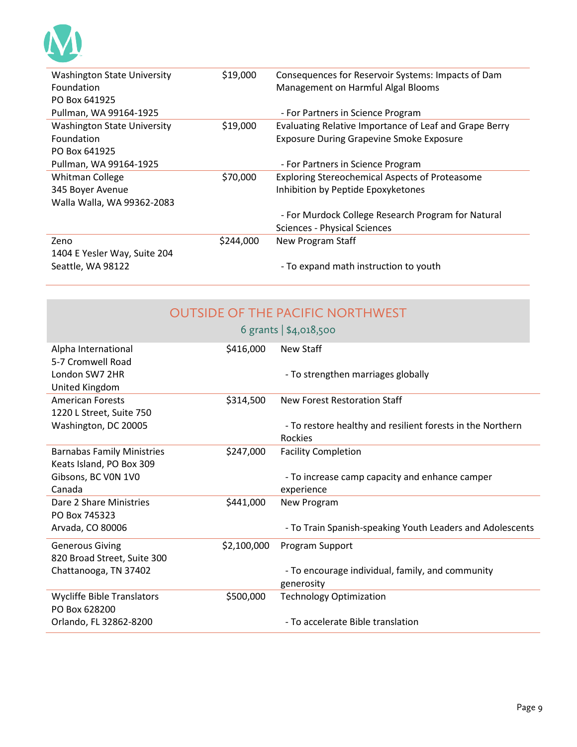| | | |
|---|---|---|
| Washington State University Foundation<br>PO Box 641925<br>Pullman, WA 99164-1925 | $19,000 | Consequences for Reservoir Systems: Impacts of Dam Management on Harmful Algal Blooms<br><br>- For Partners in Science Program |
| Washington State University Foundation<br>PO Box 641925<br>Pullman, WA 99164-1925 | $19,000 | Evaluating Relative Importance of Leaf and Grape Berry Exposure During Grapevine Smoke Exposure<br><br>- For Partners in Science Program |
| Whitman College<br>345 Boyer Avenue<br>Walla Walla, WA 99362-2083 | $70,000 | Exploring Stereochemical Aspects of Proteasome Inhibition by Peptide Epoxyketones<br><br>- For Murdock College Research Program for Natural Sciences - Physical Sciences |
| Zeno<br>1404 E Yesler Way, Suite 204<br>Seattle, WA 98122 | $244,000 | New Program Staff<br><br>- To expand math instruction to youth |

## OUTSIDE OF THE PACIFIC NORTHWEST

6 grants | $4,018,500

| | | |
|---|---|---|
| Alpha International<br>5-7 Cromwell Road<br>London SW7 2HR<br>United Kingdom | $416,000 | New Staff<br><br>- To strengthen marriages globally |
| American Forests<br>1220 L Street, Suite 750<br>Washington, DC 20005 | $314,500 | New Forest Restoration Staff<br><br>- To restore healthy and resilient forests in the Northern Rockies |
| Barnabas Family Ministries<br>Keats Island, PO Box 309<br>Gibsons, BC V0N 1V0<br>Canada | $247,000 | Facility Completion<br><br>- To increase camp capacity and enhance camper experience |
| Dare 2 Share Ministries<br>PO Box 745323<br>Arvada, CO 80006 | $441,000 | New Program<br><br>- To Train Spanish-speaking Youth Leaders and Adolescents |
| Generous Giving<br>820 Broad Street, Suite 300<br>Chattanooga, TN 37402 | $2,100,000 | Program Support<br><br>- To encourage individual, family, and community generosity |
| Wycliffe Bible Translators<br>PO Box 628200<br>Orlando, FL 32862-8200 | $500,000 | Technology Optimization<br><br>- To accelerate Bible translation |